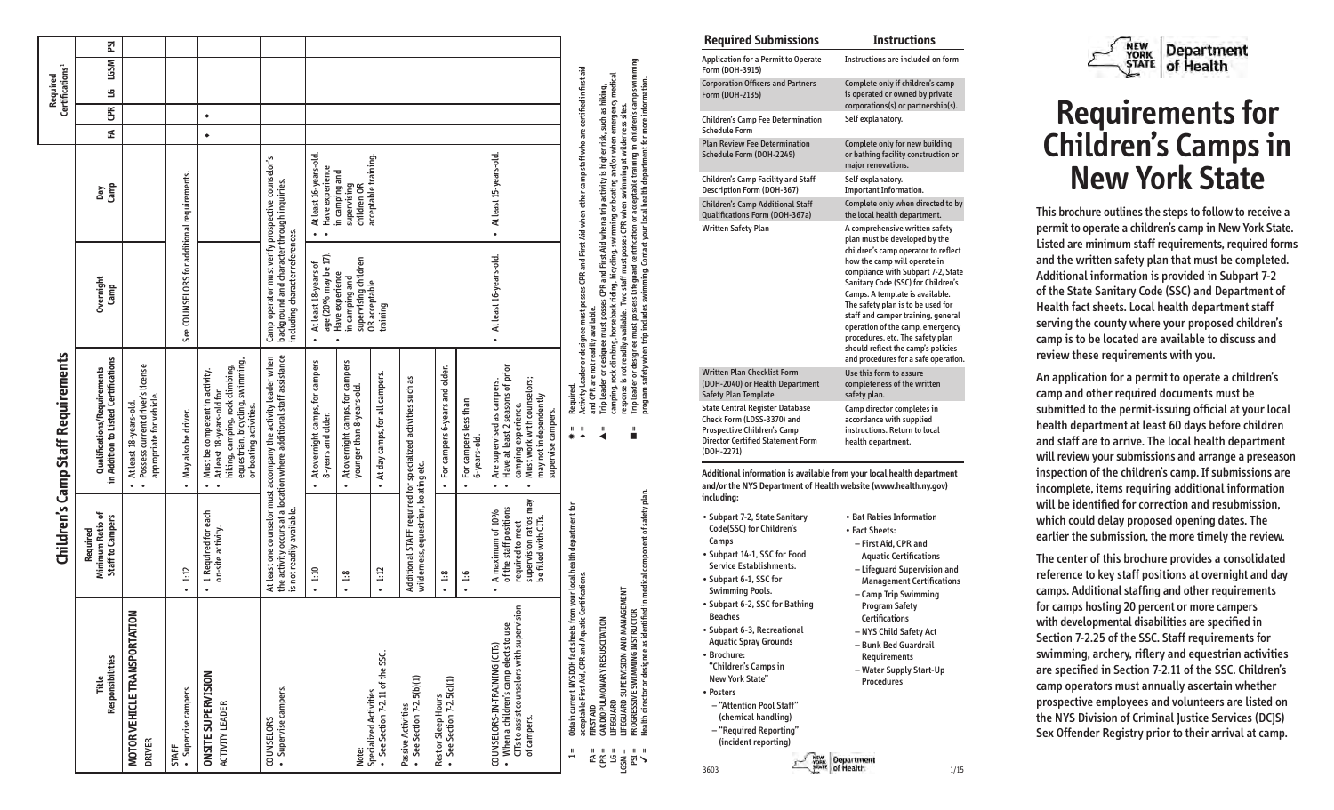# Children's Camp Staff Requirements

| Title Responsibilities | Required Minimum Ratio of Staff to Campers | Qualifications/Requirements in Addition to Listed Certifications | Overnight Camp | Day Camp | FA | CPR | LG | LGSM | PSI |
|---|---|---|---|---|---|---|---|---|---|
| **MOTOR VEHICLE TRANSPORTATION** DRIVER | | • At least 18-years-old. • Possess current driver's license appropriate for vehicle. | | | | | | | |
| STAFF • Supervise campers. | • 1:12 | • May also be driver. | See COUNSELORS for additional requirements. | | | | | | |
| **ONSITE SUPERVISION** ACTIVITY LEADER | • 1 Required for each on-site activity. | • Must be competent in activity. • At least 18-years-old for hiking, camping, rock climbing, equestrian, bicycling, swimming, or boating activities. | | | ♦ | ♦ | | | |
| COUNSELORS • Supervise campers. | At least one counselor must accompany the activity leader when the activity occurs at a location where additional staff assistance is not readily available. | | Camp operator must verify prospective counselor's background and character through inquiries, including character references. | | | | | | |
| | • 1:10 | • At overnight camps, for campers 8-years and older. | • At least 18-years of age (20% may be 17). • Have experience in camping and supervising children OR acceptable training | • At least 16-years-old. • Have experience in camping and supervising children OR acceptable training. | | | | | |
| | • 1:8 | • At overnight camps, for campers younger than 8-years-old. | | | | | | | |
| Note: Specialized Activities • See Section 7-2.11 of the SSC. | • 1:12 | • At day camps, for all campers. | | | | | | | |
| Passive Activities • See Section 7-2.5(b)(1) | Additional STAFF required for specialized activities such as wilderness, equestrian, boating etc. | | | | | | | | |
| Rest or Sleep Hours • See Section 7-2.5(c)(1) | • 1:8 | • For campers 6-years and older. | | | | | | | |
| | • 1:6 | • For campers less than 6-years-old. | | | | | | | |
| COUNSELORS-IN-TRAINING (CITs) • When a children's camp elects to use CITs to assist counselors with supervision of campers. | • A maximum of 10% of the staff positions required to meet supervision ratios may be filled with CITs. | • Are supervised as campers. • Have at least 2 seasons of prior camping experience. • Must work with counselors; may not independently supervise campers. | • At least 16-years-old. | • At least 15-years-old. | | | | | |

Required Certifications[1]

1 = Obtain current NYSDOH fact sheets from your local health department for acceptable First Aid, CPR and Aquatic Certifications.
FA = FIRST AID
CPR = CARDIOPULMONARY RESUSCITATION
LG = LIFEGUARD
LGSM = LIFEGUARD SUPERVISION AND MANAGEMENT
PSI = PROGRESSIVE SWIMMING INSTRUCTOR
✓ = Health director or designee as identified in medical component of safety plan.

✱ = Required.
♦ = Activity Leader or designee must posses CPR and First Aid when other camp staff who are certified in first aid and CPR are not readily available.
▲ = Trip Leader or designee must posses CPR and First Aid when a trip activity is higher risk, such as hiking, camping, rock climbing, horseback riding, bicycling, swimming or boating and/or when emergency medical response is not readily available. Two staff must posses CPR when swimming at wilderness sites.
■ = Trip leader or designee must possess Lifeguard certification or acceptable training in children's camp swimming program safety when trip includes swimming. Contact your local health department for more information.

| Required Submissions | Instructions |
|---|---|
| Application for a Permit to Operate Form (DOH-3915) | Instructions are included on form |
| Corporation Officers and Partners Form (DOH-2135) | Complete only if children's camp is operated or owned by private corporations(s) or partnership(s). |
| Children's Camp Fee Determination Schedule Form | Self explanatory. |
| Plan Review Fee Determination Schedule Form (DOH-2249) | Complete only for new building or bathing facility construction or major renovations. |
| Children's Camp Facility and Staff Description Form (DOH-367) | Self explanatory. Important Information. |
| Children's Camp Additional Staff Qualifications Form (DOH-367a) | Complete only when directed to by the local health department. |
| Written Safety Plan | A comprehensive written safety plan must be developed by the children's camp operator to reflect how the camp will operate in compliance with Subpart 7-2, State Sanitary Code (SSC) for Children's Camps. A template is available. The safety plan is to be used for staff and camper training, general operation of the camp, emergency procedures, etc. The safety plan should reflect the camp's policies and procedures for a safe operation. |
| Written Plan Checklist Form (DOH-2040) or Health Department Safety Plan Template | Use this form to assure completeness of the written safety plan. |
| State Central Register Database Check Form (LDSS-3370) and Prospective Children's Camp Director Certified Statement Form (DOH-2271) | Camp director completes in accordance with supplied instructions. Return to local health department. |

**Additional information is available from your local health department and/or the NYS Department of Health website (www.health.ny.gov) including:**

- Subpart 7-2, State Sanitary Code(SSC) for Children's Camps
- Subpart 14-1, SSC for Food Service Establishments.
- Subpart 6-1, SSC for Swimming Pools.
- Subpart 6-2, SSC for Bathing Beaches
- Subpart 6-3, Recreational Aquatic Spray Grounds
- Brochure: "Children's Camps in New York State"
- Posters
  - "Attention Pool Staff" (chemical handling)
  - "Required Reporting" (incident reporting)
- Bat Rabies Information
- Fact Sheets:
  - First Aid, CPR and Aquatic Certifications
  - Lifeguard Supervision and Management Certifications
  - Camp Trip Swimming Program Safety Certifications
  - NYS Child Safety Act
  - Bunk Bed Guardrail Requirements
  - Water Supply Start-Up Procedures

3603 1/15

New York State Department of Health

# Requirements for Children's Camps in New York State

**This brochure outlines the steps to follow to receive a permit to operate a children's camp in New York State. Listed are minimum staff requirements, required forms and the written safety plan that must be completed. Additional information is provided in Subpart 7-2 of the State Sanitary Code (SSC) and Department of Health fact sheets. Local health department staff serving the county where your proposed children's camp is to be located are available to discuss and review these requirements with you.**

**An application for a permit to operate a children's camp and other required documents must be submitted to the permit-issuing official at your local health department at least 60 days before children and staff are to arrive. The local health department will review your submissions and arrange a preseason inspection of the children's camp. If submissions are incomplete, items requiring additional information will be identified for correction and resubmission, which could delay proposed opening dates. The earlier the submission, the more timely the review.**

**The center of this brochure provides a consolidated reference to key staff positions at overnight and day camps. Additional staffing and other requirements for camps hosting 20 percent or more campers with developmental disabilities are specified in Section 7-2.25 of the SSC. Staff requirements for swimming, archery, riflery and equestrian activities are specified in Section 7-2.11 of the SSC. Children's camp operators must annually ascertain whether prospective employees and volunteers are listed on the NYS Division of Criminal Justice Services (DCJS) Sex Offender Registry prior to their arrival at camp.**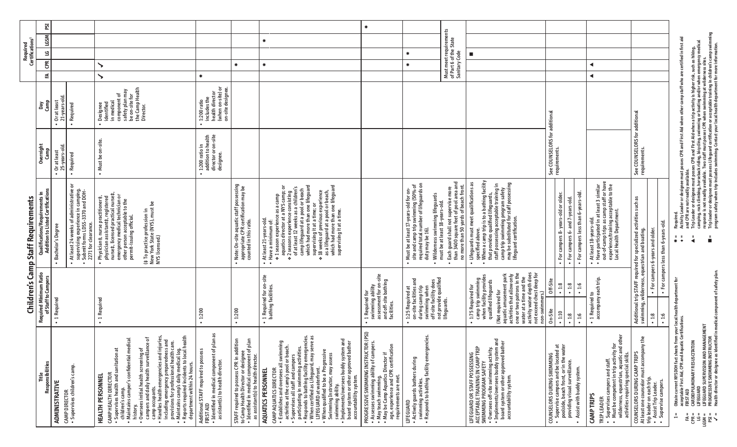# Children's Camp Staff Requirements

| Title<br>Responsibilities | Required Minimum Ratio of Staff to Campers | Qualifications/Requirements in Addition to Listed Certifications | Overnight Camp | Day Camp | Required Certifications[1] FA | CPR | LG | LGSM | PSI |
|---|---|---|---|---|---|---|---|---|---|
| **ADMINISTRATIVE** | | | | | | | | | |
| CAMP DIRECTOR<br>• Supervises children's camp. | • 1 Required | • Bachelor's Degree | • Or at least 25-years-old. | • Or at least 21-years-old. | | | | | |
| | | • At least 24 weeks of administrative or supervising experience in camping.<br>• Submit forms LDSS-3370 and DOH-2271 for clearance. | • Required | • Required | | | | | |
| **HEALTH PERSONNEL** | | | | | | | | | |
| CAMP HEALTH DIRECTOR<br>• Supervises health and sanitation at children's camp.<br>• Maintains camper's confidential medical history.<br>• Oversees initial health screening of campers and daily health surveillance of camp occupants.<br>• Handles health emergencies and injuries, including emergency preparedness and provisions for professional health care.<br>• Maintains camp's daily medical log.<br>• Reports required incidents to local health department within 24 hours. | • 1 Required | • Physician‡, nurse practitioner‡, physician assistant‡, registered nurse‡, licensed practical nurse‡, emergency medical technician or other person acceptable to the permit-issuing official.<br>(‡ To practice profession in New York State (NYS), must be NYS licensed.) | • Must be on-site. | • Designee identified in medical component of safety plan may be on-site for the Camp Health Director. | ✓ | ✓ | | | |
| Additional STAFF required to possess FIRST AID<br>• Identified in medical component of plan as assistant(s) to health director. | • 1:200 | | • 1:200 ratio in addition to health director or on-site designee. | • 1:200 ratio includes the health director (when on-site) or on-site designee. | * | | | | |
| STAFF required to possess CPR in addition to Camp Health Director or designee<br>• Identified in medical component of plan as assistant(s) to health director. | • 1:200 | • Note: On-site aquatic staff possessing appropriate CPR certification may be counted in this ratio. | | | | * | | | |
| **AQUATICS PERSONNEL** | | | | | | | | | |
| CAMP AQUATICS DIRECTOR<br>• Establishes and oversees all swimming activities at the camp's pool or beach.<br>• Supervises all staff and campers participating in swimming activities.<br>• Responds to bathing facility emergencies.<br>• When certified as Lifeguard, may serve as LIFEGUARD at waterfront.<br>• When qualified to be a Progressive Swimming Instructor, may assess swimming ability.<br>• Implements/oversees buddy system and board system or other approved bather accountability system. | • 1 Required for on-site bathing facilities. | • At least 21-years-old.<br>• Have a minimum of:<br>◆ 1 season experience as a camp aquatics director at a NYS camp; or<br>◆ 2 seasons experience consisting of at least 12 weeks as a children's camp lifeguard at a pool or beach which had more than one lifeguard supervising it at a time; or<br>◆ 18 weeks of previous experience as a lifeguard at a pool or beach, which had more than one lifeguard supervising it at a time. | | | | * | | * | |
| PROGRESSIVE SWIMMING INSTRUCTOR (PSI)<br>• Assesses swimming ability of campers.<br>• May teach swimming.<br>• May be Camp Aquatics Director if age, experience and CPR certification requirements are met. | • 1 Required for swimming ability assessment for on-site and off-site bathing facilities. | | | | | | | | * |
| LIFEGUARD<br>• Actively guards bathers during swimming activities.<br>• Responds to bathing facility emergencies. | • 1:25 Required at on-site facilities and during camp trip swimming when off-site facility does not provide qualified lifeguards. | • Must be at least 17-years-old for on-site and camp trip swimming (50% of required total number of lifeguards on duty may be 16).<br>• Wilderness swimming lifeguards must be at least 18-years-old.<br>• Each guard shall not supervise more than 3400 square feet of pool area and no more than 50 yards of beach front. | | | | * | *<br>Must meet requirements of Part 6 of the State Sanitary Code | | |
| LIFEGUARD OR STAFF POSSESSING ACCEPTABLE TRAINING IN CAMP TRIP SWIMMING PROGRAM SAFETY<br>• Oversees off-site swimming activity.<br>• Implements/oversees buddy system and board system or other approved bather accountability system. | • 1:75 Required for camp trip swimming when facility provides qualified lifeguards<br>(Not required for aquatic amusement park activities that allow only one or two patrons in the water at a time and the activity water depth does not exceed chest deep for non-swimmers.) | • Lifeguards must meet qualifications as specified above.<br>• When a camp trip is to a bathing facility that provides qualified lifeguards, staff possessing acceptable training in camp trip swimming program safety may be substituted for staff possessing lifeguard certification. | | | | | ■ | | |
| COUNSELORS DURING SWIMMING<br>• Supervise campers and be located at poolside, beach front, or in the water providing visual surveillance.<br>• Assist with buddy system. | On-Site: • 1:10<br>Off-Site: • 1:8 | • For campers 8-years-old or older. | See COUNSELORS for additional requirements. | | | | | | |
| | On-Site: • 1:8<br>Off-Site: • 1:8 | • For campers 6- and 7-years-old. | | | | | | | |
| | On-Site: • 1:6<br>Off-Site: • 1:6 | • For campers less than 6-years-old. | | | | | | | |
| **CAMP TRIPS** | | | | | | | | | |
| TRIP LEADER<br>• Supervises campers and staff.<br>• Must be competent in trip activity for wilderness, equestrian, aquatic and other activities requiring special skills. | • 1 Required to accompany each trip. | • At least 18-years-old.<br>• Have participated in at least 3 similar out-of-camp trips as camp staff or have experience/training acceptable to the Local Health Department. | | | ▲ | ▲ | | | |
| COUNSELORS DURING CAMP TRIPS<br>At least one counselor must accompany the trip leader on each trip.<br>• Assist Trip Leader.<br>• Supervise campers. | Additional trip STAFF required for specialized activities such as swimming, wilderness, equestrian and boating. | | See COUNSELORS for additional requirements. | | | | | | |
| | • 1:8 | • For campers 6-years and older. | | | | | | | |
| | • 1:6 | • For campers less than 6-years-old. | | | | | | | |

1 = Obtain current NYSDOH fact sheets from your local health department for acceptable First Aid, CPR and Aquatic Certifications.
FA = FIRST AID
CPR = CARDIOPULMONARY RESUSCITATION
LG = LIFEGUARD
LGSM = LIFEGUARD SUPERVISION AND MANAGEMENT
PSI = PROGRESSIVE SWIMMING INSTRUCTOR
✓ = Health director or designee as identified in medical component of safety plan.

* = Required.
◆ = Activity Leader or designee must possess CPR and First Aid when other camp staff who are certified in first aid and CPR are not readily available.
▲ = Trip Leader or designee must possess CPR and First Aid when a trip activity is higher risk, such as hiking, camping, rock climbing, horseback riding, bicycling, swimming or boating and/or when emergency medical response is not readily available. Two staff must possess CPR when swimming at wilderness sites.
■ = Trip leader or designee must possess Lifeguard certification or acceptable training in children's camp swimming program safety when trip includes swimming. Contact your local health department for more information.